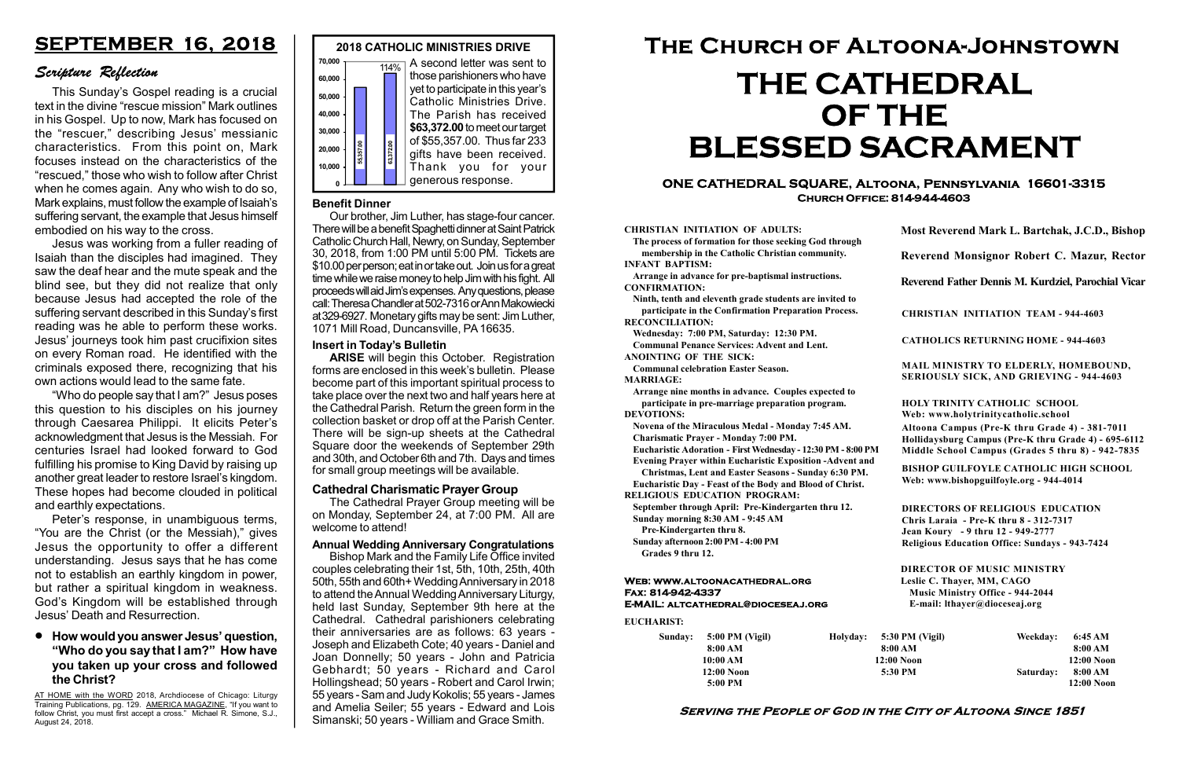# SEPTEMBER 16, 2018

## *Scripture Reflection*

This Sunday's Gospel reading is a crucial text in the divine "rescue mission" Mark outlines in his Gospel. Up to now, Mark has focused on the "rescuer," describing Jesus' messianic characteristics. From this point on, Mark focuses instead on the characteristics of the "rescued," those who wish to follow after Christ when he comes again. Any who wish to do so, Mark explains, must follow the example of Isaiah's suffering servant, the example that Jesus himself embodied on his way to the cross.

Jesus was working from a fuller reading of Isaiah than the disciples had imagined. They saw the deaf hear and the mute speak and the blind see, but they did not realize that only because Jesus had accepted the role of the suffering servant described in this Sunday's first reading was he able to perform these works. Jesus' journeys took him past crucifixion sites on every Roman road. He identified with the criminals exposed there, recognizing that his own actions would lead to the same fate.

"Who do people say that I am?" Jesus poses this question to his disciples on his journey through Caesarea Philippi. It elicits Peter's acknowledgment that Jesus is the Messiah. For centuries Israel had looked forward to God fulfilling his promise to King David by raising up another great leader to restore Israel's kingdom. These hopes had become clouded in political and earthly expectations.

Peter's response, in unambiguous terms, "You are the Christ (or the Messiah)," gives Jesus the opportunity to offer a different understanding. Jesus says that he has come not to establish an earthly kingdom in power, but rather a spiritual kingdom in weakness. God's Kingdom will be established through Jesus' Death and Resurrection.

- **How would you answer Jesus' question, "Who do you say that I am?" How have you taken up your cross and followed the Christ?**

AT HOME with the WORD 2018, Archdiocese of Chicago: Liturgy Training Publications, pg. 129. AMERICA MAGAZINE, "If you want to follow Christ, you must first accept a cross." Michael R. Simone, S.J., August 24, 2018.

## 2018 CATHOLIC MINISTRIES DRIVE

| Target | Received |
|---|---|
| 55357.00 | 63372.00 (114%) |

A second letter was sent to those parishioners who have yet to participate in this year's Catholic Ministries Drive. The Parish has received **$63,372.00** to meet our target of $55,357.00. Thus far 233 gifts have been received. Thank you for your generous response.

### Benefit Dinner

Our brother, Jim Luther, has stage-four cancer. There will be a benefit Spaghetti dinner at Saint Patrick Catholic Church Hall, Newry, on Sunday, September 30, 2018, from 1:00 PM until 5:00 PM. Tickets are $10.00 per person; eat in or take out. Join us for a great time while we raise money to help Jim with his fight. All proceeds will aid Jim's expenses. Any questions, please call: Theresa Chandler at 502-7316 or Ann Makowiecki at 329-6927. Monetary gifts may be sent: Jim Luther, 1071 Mill Road, Duncansville, PA 16635.

### Insert in Today's Bulletin

**ARISE** will begin this October. Registration forms are enclosed in this week's bulletin. Please become part of this important spiritual process to take place over the next two and half years here at the Cathedral Parish. Return the green form in the collection basket or drop off at the Parish Center. There will be sign-up sheets at the Cathedral Square door the weekends of September 29th and 30th, and October 6th and 7th. Days and times for small group meetings will be available.

### Cathedral Charismatic Prayer Group

The Cathedral Prayer Group meeting will be on Monday, September 24, at 7:00 PM. All are welcome to attend!

### Annual Wedding Anniversary Congratulations

Bishop Mark and the Family Life Office invited couples celebrating their 1st, 5th, 10th, 25th, 40th 50th, 55th and 60th+ Wedding Anniversary in 2018 to attend the Annual Wedding Anniversary Liturgy, held last Sunday, September 9th here at the Cathedral. Cathedral parishioners celebrating their anniversaries are as follows: 63 years - Joseph and Elizabeth Cote; 40 years - Daniel and Joan Donnelly; 50 years - John and Patricia Gebhardt; 50 years - Richard and Carol Hollingshead; 50 years - Robert and Carol Irwin; 55 years - Sam and Judy Kokolis; 55 years - James and Amelia Seiler; 55 years - Edward and Lois Simanski; 50 years - William and Grace Smith.

# The Church of Altoona-Johnstown

# THE CATHEDRAL OF THE BLESSED SACRAMENT

**ONE CATHEDRAL SQUARE, Altoona, Pennsylvania 16601-3315**
**Church Office: 814-944-4603**

**CHRISTIAN INITIATION OF ADULTS:**
The process of formation for those seeking God through membership in the Catholic Christian community.
**INFANT BAPTISM:**
Arrange in advance for pre-baptismal instructions.
**CONFIRMATION:**
Ninth, tenth and eleventh grade students are invited to participate in the Confirmation Preparation Process.
**RECONCILIATION:**
Wednesday: 7:00 PM, Saturday: 12:30 PM.
Communal Penance Services: Advent and Lent.
**ANOINTING OF THE SICK:**
Communal celebration Easter Season.
**MARRIAGE:**
Arrange nine months in advance. Couples expected to participate in pre-marriage preparation program.
**DEVOTIONS:**
Novena of the Miraculous Medal - Monday 7:45 AM.
Charismatic Prayer - Monday 7:00 PM.
Eucharistic Adoration - First Wednesday - 12:30 PM - 8:00 PM
Evening Prayer within Eucharistic Exposition -Advent and Christmas, Lent and Easter Seasons - Sunday 6:30 PM.
Eucharistic Day - Feast of the Body and Blood of Christ.
**RELIGIOUS EDUCATION PROGRAM:**
September through April: Pre-Kindergarten thru 12.
Sunday morning 8:30 AM - 9:45 AM
Pre-Kindergarten thru 8.
Sunday afternoon 2:00 PM - 4:00 PM
Grades 9 thru 12.

**Web: www.altoonacathedral.org**
**Fax: 814-942-4337**
**E-MAIL: altcathedral@dioceseaj.org**

**Most Reverend Mark L. Bartchak, J.C.D., Bishop**

**Reverend Monsignor Robert C. Mazur, Rector**

**Reverend Father Dennis M. Kurdziel, Parochial Vicar**

**CHRISTIAN INITIATION TEAM - 944-4603**

**CATHOLICS RETURNING HOME - 944-4603**

**MAIL MINISTRY TO ELDERLY, HOMEBOUND, SERIOUSLY SICK, AND GRIEVING - 944-4603**

**HOLY TRINITY CATHOLIC SCHOOL**
**Web: www.holytrinitycatholic.school**
Altoona Campus (Pre-K thru Grade 4) - 381-7011
Hollidaysburg Campus (Pre-K thru Grade 4) - 695-6112
Middle School Campus (Grades 5 thru 8) - 942-7835

**BISHOP GUILFOYLE CATHOLIC HIGH SCHOOL**
**Web: www.bishopguilfoyle.org - 944-4014**

**DIRECTORS OF RELIGIOUS EDUCATION**
Chris Laraia - Pre-K thru 8 - 312-7317
Jean Koury - 9 thru 12 - 949-2777
Religious Education Office: Sundays - 943-7424

**DIRECTOR OF MUSIC MINISTRY**
Leslie C. Thayer, MM, CAGO
Music Ministry Office - 944-2044
E-mail: lthayer@dioceseaj.org

**EUCHARIST:**

| | | | | | |
|---|---|---|---|---|---|
| Sunday: | 5:00 PM (Vigil) | Holyday: | 5:30 PM (Vigil) | Weekday: | 6:45 AM |
| | 8:00 AM | | 8:00 AM | | 8:00 AM |
| | 10:00 AM | | 12:00 Noon | | 12:00 Noon |
| | 12:00 Noon | | 5:30 PM | Saturday: | 8:00 AM |
| | 5:00 PM | | | | 12:00 Noon |

*Serving the People of God in the City of Altoona Since 1851*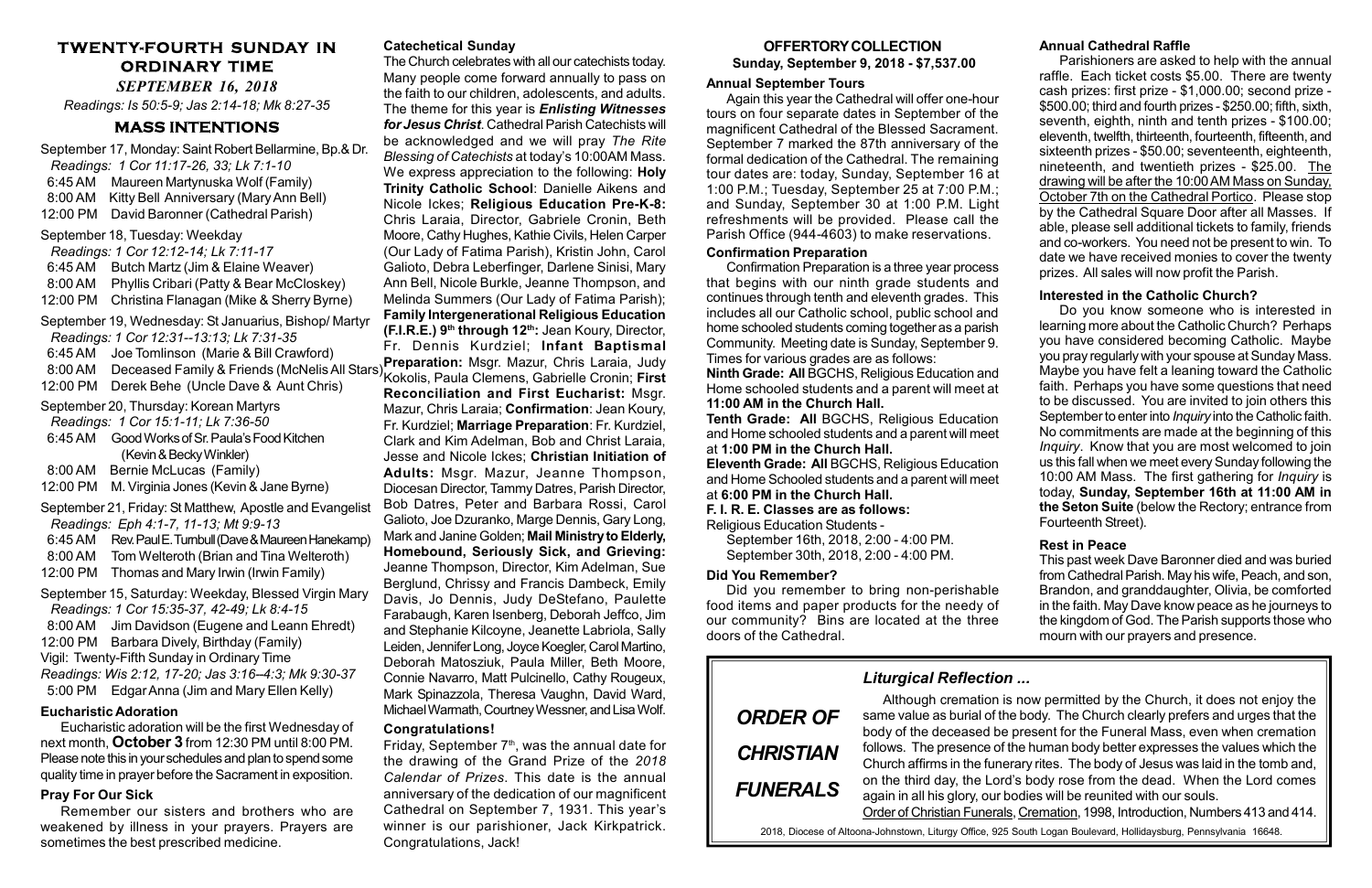# TWENTY-FOURTH SUNDAY IN ORDINARY TIME

*SEPTEMBER 16, 2018*

*Readings: Is 50:5-9; Jas 2:14-18; Mk 8:27-35*

## MASS INTENTIONS

September 17, Monday: Saint Robert Bellarmine, Bp.& Dr.
*Readings: 1 Cor 11:17-26, 33; Lk 7:1-10*
6:45 AM Maureen Martynuska Wolf (Family)
8:00 AM Kitty Bell Anniversary (Mary Ann Bell)
12:00 PM David Baronner (Cathedral Parish)

September 18, Tuesday: Weekday
*Readings: 1 Cor 12:12-14; Lk 7:11-17*
6:45 AM Butch Martz (Jim & Elaine Weaver)
8:00 AM Phyllis Cribari (Patty & Bear McCloskey)
12:00 PM Christina Flanagan (Mike & Sherry Byrne)

September 19, Wednesday: St Januarius, Bishop/ Martyr
*Readings: 1 Cor 12:31--13:13; Lk 7:31-35*
6:45 AM Joe Tomlinson (Marie & Bill Crawford)
8:00 AM Deceased Family & Friends (McNelis All Stars)
12:00 PM Derek Behe (Uncle Dave & Aunt Chris)

September 20, Thursday: Korean Martyrs
*Readings: 1 Cor 15:1-11; Lk 7:36-50*
6:45 AM Good Works of Sr. Paula's Food Kitchen (Kevin & Becky Winkler)
8:00 AM Bernie McLucas (Family)
12:00 PM M. Virginia Jones (Kevin & Jane Byrne)

September 21, Friday: St Matthew, Apostle and Evangelist
*Readings: Eph 4:1-7, 11-13; Mt 9:9-13*
6:45 AM Rev. Paul E. Turnbull (Dave & Maureen Hanekamp)
8:00 AM Tom Welteroth (Brian and Tina Welteroth)
12:00 PM Thomas and Mary Irwin (Irwin Family)

September 15, Saturday: Weekday, Blessed Virgin Mary
*Readings: 1 Cor 15:35-37, 42-49; Lk 8:4-15*
8:00 AM Jim Davidson (Eugene and Leann Ehredt)
12:00 PM Barbara Dively, Birthday (Family)
Vigil: Twenty-Fifth Sunday in Ordinary Time
*Readings: Wis 2:12, 17-20; Jas 3:16–4:3; Mk 9:30-37*
5:00 PM Edgar Anna (Jim and Mary Ellen Kelly)

### Eucharistic Adoration

Eucharistic adoration will be the first Wednesday of next month, **October 3** from 12:30 PM until 8:00 PM. Please note this in your schedules and plan to spend some quality time in prayer before the Sacrament in exposition.

### Pray For Our Sick

Remember our sisters and brothers who are weakened by illness in your prayers. Prayers are sometimes the best prescribed medicine.

### Catechetical Sunday

The Church celebrates with all our catechists today. Many people come forward annually to pass on the faith to our children, adolescents, and adults. The theme for this year is ***Enlisting Witnesses for Jesus Christ***. Cathedral Parish Catechists will be acknowledged and we will pray *The Rite Blessing of Catechists* at today's 10:00AM Mass. We express appreciation to the following: **Holy Trinity Catholic School**: Danielle Aikens and Nicole Ickes; **Religious Education Pre-K-8:** Chris Laraia, Director, Gabriele Cronin, Beth Moore, Cathy Hughes, Kathie Civils, Helen Carper (Our Lady of Fatima Parish), Kristin John, Carol Galioto, Debra Leberfinger, Darlene Sinisi, Mary Ann Bell, Nicole Burkle, Jeanne Thompson, and Melinda Summers (Our Lady of Fatima Parish); **Family Intergenerational Religious Education (F.I.R.E.) 9th through 12th:** Jean Koury, Director, Fr. Dennis Kurdziel; **Infant Baptismal Preparation:** Msgr. Mazur, Chris Laraia, Judy Kokolis, Paula Clemens, Gabrielle Cronin; **First Reconciliation and First Eucharist:** Msgr. Mazur, Chris Laraia; **Confirmation**: Jean Koury, Fr. Kurdziel; **Marriage Preparation**: Fr. Kurdziel, Clark and Kim Adelman, Bob and Christ Laraia, Jesse and Nicole Ickes; **Christian Initiation of Adults:** Msgr. Mazur, Jeanne Thompson, Diocesan Director, Tammy Datres, Parish Director, Bob Datres, Peter and Barbara Rossi, Carol Galioto, Joe Dzuranko, Marge Dennis, Gary Long, Mark and Janine Golden; **Mail Ministry to Elderly, Homebound, Seriously Sick, and Grieving:** Jeanne Thompson, Director, Kim Adelman, Sue Berglund, Chrissy and Francis Dambeck, Emily Davis, Jo Dennis, Judy DeStefano, Paulette Farabaugh, Karen Isenberg, Deborah Jeffco, Jim and Stephanie Kilcoyne, Jeanette Labriola, Sally Leiden, Jennifer Long, Joyce Koegler, Carol Martino, Deborah Matosziuk, Paula Miller, Beth Moore, Connie Navarro, Matt Pulcinello, Cathy Rougeux, Mark Spinazzola, Theresa Vaughn, David Ward, Michael Warmath, Courtney Wessner, and Lisa Wolf.

### Congratulations!

Friday, September 7th, was the annual date for the drawing of the Grand Prize of the *2018 Calendar of Prizes*. This date is the annual anniversary of the dedication of our magnificent Cathedral on September 7, 1931. This year's winner is our parishioner, Jack Kirkpatrick. Congratulations, Jack!

### OFFERTORY COLLECTION
**Sunday, September 9, 2018 - $7,537.00**

### Annual September Tours

Again this year the Cathedral will offer one-hour tours on four separate dates in September of the magnificent Cathedral of the Blessed Sacrament. September 7 marked the 87th anniversary of the formal dedication of the Cathedral. The remaining tour dates are: today, Sunday, September 16 at 1:00 P.M.; Tuesday, September 25 at 7:00 P.M.; and Sunday, September 30 at 1:00 P.M. Light refreshments will be provided. Please call the Parish Office (944-4603) to make reservations.

### Confirmation Preparation

Confirmation Preparation is a three year process that begins with our ninth grade students and continues through tenth and eleventh grades. This includes all our Catholic school, public school and home schooled students coming together as a parish Community. Meeting date is Sunday, September 9. Times for various grades are as follows:

**Ninth Grade: All** BGCHS, Religious Education and Home schooled students and a parent will meet at **11:00 AM in the Church Hall.**

**Tenth Grade: All** BGCHS, Religious Education and Home schooled students and a parent will meet at **1:00 PM in the Church Hall.**

**Eleventh Grade: All** BGCHS, Religious Education and Home Schooled students and a parent will meet at **6:00 PM in the Church Hall.**

**F. I. R. E. Classes are as follows:**
Religious Education Students -
September 16th, 2018, 2:00 - 4:00 PM.
September 30th, 2018, 2:00 - 4:00 PM.

### Did You Remember?

Did you remember to bring non-perishable food items and paper products for the needy of our community? Bins are located at the three doors of the Cathedral.

### Annual Cathedral Raffle

Parishioners are asked to help with the annual raffle. Each ticket costs $5.00. There are twenty cash prizes: first prize - $1,000.00; second prize - $500.00; third and fourth prizes - $250.00; fifth, sixth, seventh, eighth, ninth and tenth prizes - $100.00; eleventh, twelfth, thirteenth, fourteenth, fifteenth, and sixteenth prizes - $50.00; seventeenth, eighteenth, nineteenth, and twentieth prizes - $25.00. The drawing will be after the 10:00 AM Mass on Sunday, October 7th on the Cathedral Portico. Please stop by the Cathedral Square Door after all Masses. If able, please sell additional tickets to family, friends and co-workers. You need not be present to win. To date we have received monies to cover the twenty prizes. All sales will now profit the Parish.

### Interested in the Catholic Church?

Do you know someone who is interested in learning more about the Catholic Church? Perhaps you have considered becoming Catholic. Maybe you pray regularly with your spouse at Sunday Mass. Maybe you have felt a leaning toward the Catholic faith. Perhaps you have some questions that need to be discussed. You are invited to join others this September to enter into *Inquiry* into the Catholic faith. No commitments are made at the beginning of this *Inquiry*. Know that you are most welcomed to join us this fall when we meet every Sunday following the 10:00 AM Mass. The first gathering for *Inquiry* is today, **Sunday, September 16th at 11:00 AM in the Seton Suite** (below the Rectory; entrance from Fourteenth Street).

### Rest in Peace

This past week Dave Baronner died and was buried from Cathedral Parish. May his wife, Peach, and son, Brandon, and granddaughter, Olivia, be comforted in the faith. May Dave know peace as he journeys to the kingdom of God. The Parish supports those who mourn with our prayers and presence.

## *Liturgical Reflection ...*

***ORDER OF CHRISTIAN FUNERALS***

Although cremation is now permitted by the Church, it does not enjoy the same value as burial of the body. The Church clearly prefers and urges that the body of the deceased be present for the Funeral Mass, even when cremation follows. The presence of the human body better expresses the values which the Church affirms in the funerary rites. The body of Jesus was laid in the tomb and, on the third day, the Lord's body rose from the dead. When the Lord comes again in all his glory, our bodies will be reunited with our souls.

Order of Christian Funerals, Cremation, 1998, Introduction, Numbers 413 and 414.

2018, Diocese of Altoona-Johnstown, Liturgy Office, 925 South Logan Boulevard, Hollidaysburg, Pennsylvania 16648.